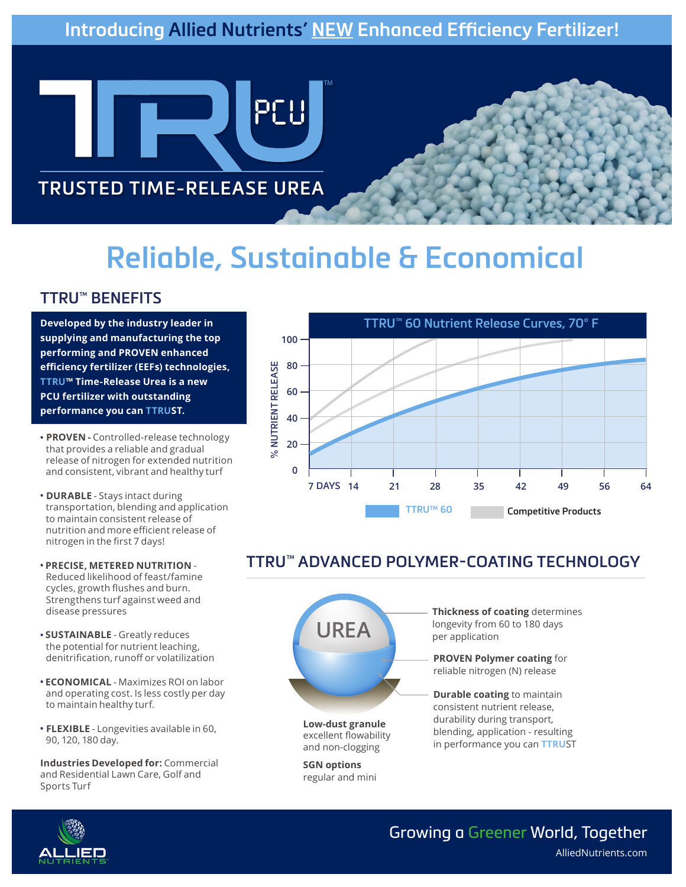Introducing Allied Nutrients' NEW Enhanced Efficiency Fertilizer!

# TTRU™ PCU

TRUSTED TIME-RELEASE UREA

# Reliable, Sustainable & Economical

## TTRU™ BENEFITS

**Developed by the industry leader in supplying and manufacturing the top performing and PROVEN enhanced efficiency fertilizer (EEFs) technologies, TTRU™ Time-Release Urea is a new PCU fertilizer with outstanding performance you can TTRUST.**

- **PROVEN** - Controlled-release technology that provides a reliable and gradual release of nitrogen for extended nutrition and consistent, vibrant and healthy turf
- **DURABLE** - Stays intact during transportation, blending and application to maintain consistent release of nutrition and more efficient release of nitrogen in the first 7 days!
- **PRECISE, METERED NUTRITION** - Reduced likelihood of feast/famine cycles, growth flushes and burn. Strengthens turf against weed and disease pressures
- **SUSTAINABLE** - Greatly reduces the potential for nutrient leaching, denitrification, runoff or volatilization
- **ECONOMICAL** - Maximizes ROI on labor and operating cost. Is less costly per day to maintain healthy turf.
- **FLEXIBLE** - Longevities available in 60, 90, 120, 180 day.

**Industries Developed for:** Commercial and Residential Lawn Care, Golf and Sports Turf

**TTRU™ 60 Nutrient Release Curves, 70° F**

% NUTRIENT RELEASE (0–100) vs. 7 DAYS, 14, 21, 28, 35, 42, 49, 56, 64

Legend: TTRU™ 60 | Competitive Products

## TTRU™ ADVANCED POLYMER-COATING TECHNOLOGY

UREA

**Thickness of coating** determines longevity from 60 to 180 days per application

**PROVEN Polymer coating** for reliable nitrogen (N) release

**Durable coating** to maintain consistent nutrient release, durability during transport, blending, application - resulting in performance you can TTRUST

**Low-dust granule** excellent flowability and non-clogging

**SGN options** regular and mini

ALLIED NUTRIENTS

Growing a Greener World, Together

AlliedNutrients.com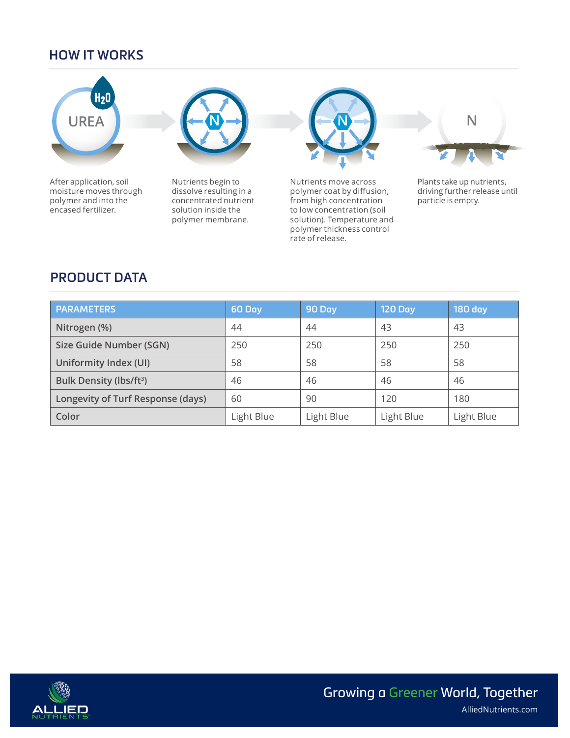## HOW IT WORKS

UREA

$H_2O$

N

After application, soil moisture moves through polymer and into the encased fertilizer.

Nutrients begin to dissolve resulting in a concentrated nutrient solution inside the polymer membrane.

Nutrients move across polymer coat by diffusion, from high concentration to low concentration (soil solution). Temperature and polymer thickness control rate of release.

Plants take up nutrients, driving further release until particle is empty.

## PRODUCT DATA

| PARAMETERS | 60 Day | 90 Day | 120 Day | 180 day |
|---|---|---|---|---|
| Nitrogen (%) | 44 | 44 | 43 | 43 |
| Size Guide Number (SGN) | 250 | 250 | 250 | 250 |
| Uniformity Index (UI) | 58 | 58 | 58 | 58 |
| Bulk Density (lbs/ft$^3$) | 46 | 46 | 46 | 46 |
| Longevity of Turf Response (days) | 60 | 90 | 120 | 180 |
| Color | Light Blue | Light Blue | Light Blue | Light Blue |

ALLIED NUTRIENTS

Growing a Greener World, Together

AlliedNutrients.com